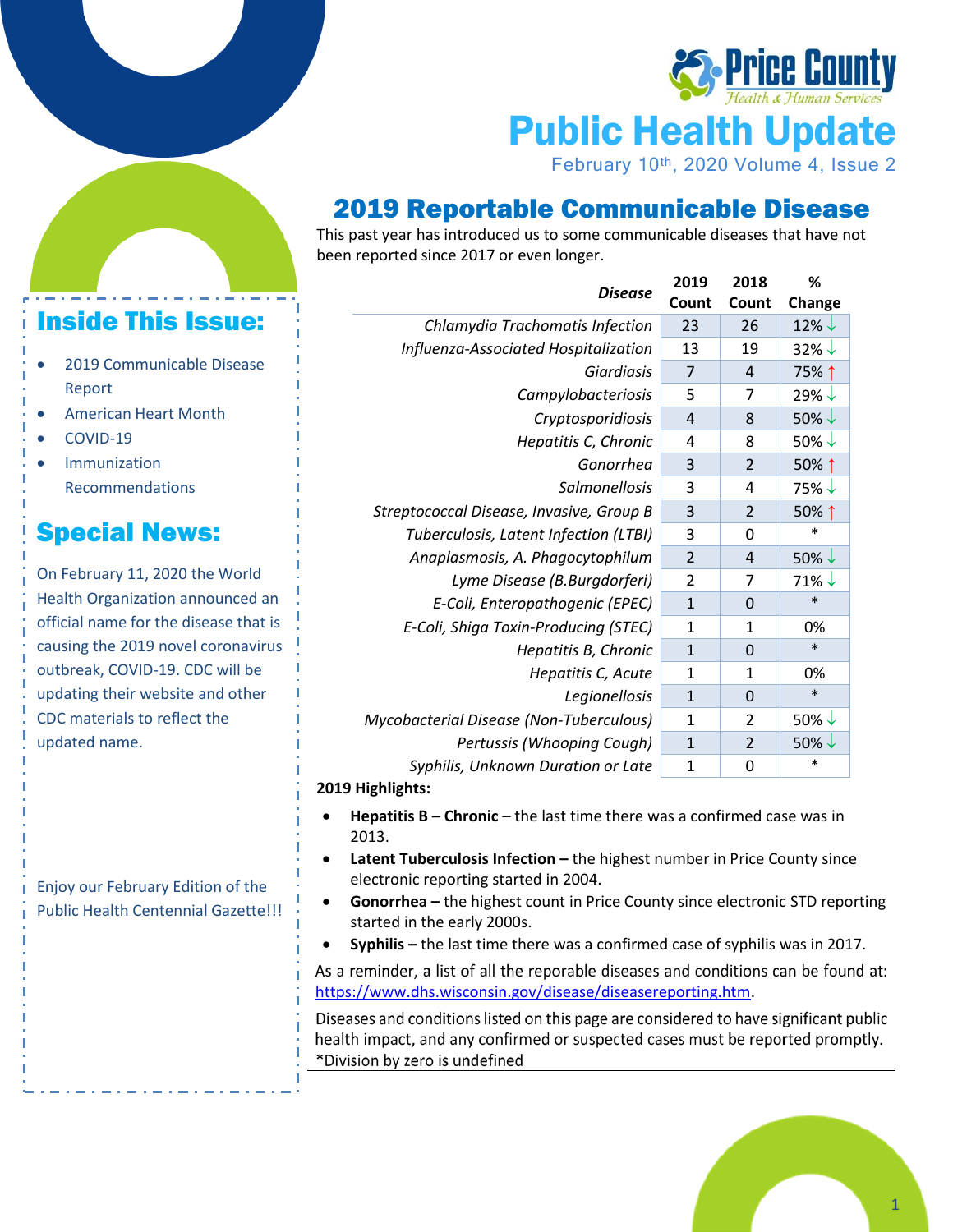Price County Health & Human Services

# Public Health Update

February 10th, 2020 Volume 4, Issue 2

## Inside This Issue:

- 2019 Communicable Disease Report
- American Heart Month
- COVID-19
- Immunization Recommendations

## Special News:

On February 11, 2020 the World Health Organization announced an official name for the disease that is causing the 2019 novel coronavirus outbreak, COVID-19. CDC will be updating their website and other CDC materials to reflect the updated name.

Enjoy our February Edition of the Public Health Centennial Gazette!!!

## 2019 Reportable Communicable Disease

This past year has introduced us to some communicable diseases that have not been reported since 2017 or even longer.

| *Disease* | 2019 Count | 2018 Count | % Change |
|---|---|---|---|
| *Chlamydia Trachomatis Infection* | 23 | 26 | 12% ↓ |
| *Influenza-Associated Hospitalization* | 13 | 19 | 32% ↓ |
| *Giardiasis* | 7 | 4 | 75% ↑ |
| *Campylobacteriosis* | 5 | 7 | 29% ↓ |
| *Cryptosporidiosis* | 4 | 8 | 50% ↓ |
| *Hepatitis C, Chronic* | 4 | 8 | 50% ↓ |
| *Gonorrhea* | 3 | 2 | 50% ↑ |
| *Salmonellosis* | 3 | 4 | 75% ↓ |
| *Streptococcal Disease, Invasive, Group B* | 3 | 2 | 50% ↑ |
| *Tuberculosis, Latent Infection (LTBI)* | 3 | 0 | * |
| *Anaplasmosis, A. Phagocytophilum* | 2 | 4 | 50% ↓ |
| *Lyme Disease (B.Burgdorferi)* | 2 | 7 | 71% ↓ |
| *E-Coli, Enteropathogenic (EPEC)* | 1 | 0 | * |
| *E-Coli, Shiga Toxin-Producing (STEC)* | 1 | 1 | 0% |
| *Hepatitis B, Chronic* | 1 | 0 | * |
| *Hepatitis C, Acute* | 1 | 1 | 0% |
| *Legionellosis* | 1 | 0 | * |
| *Mycobacterial Disease (Non-Tuberculous)* | 1 | 2 | 50% ↓ |
| *Pertussis (Whooping Cough)* | 1 | 2 | 50% ↓ |
| *Syphilis, Unknown Duration or Late* | 1 | 0 | * |

**2019 Highlights:**

- **Hepatitis B – Chronic** – the last time there was a confirmed case was in 2013.
- **Latent Tuberculosis Infection –** the highest number in Price County since electronic reporting started in 2004.
- **Gonorrhea –** the highest count in Price County since electronic STD reporting started in the early 2000s.
- **Syphilis –** the last time there was a confirmed case of syphilis was in 2017.

As a reminder, a list of all the reporable diseases and conditions can be found at: https://www.dhs.wisconsin.gov/disease/diseasereporting.htm.

Diseases and conditions listed on this page are considered to have significant public health impact, and any confirmed or suspected cases must be reported promptly.

*Division by zero is undefined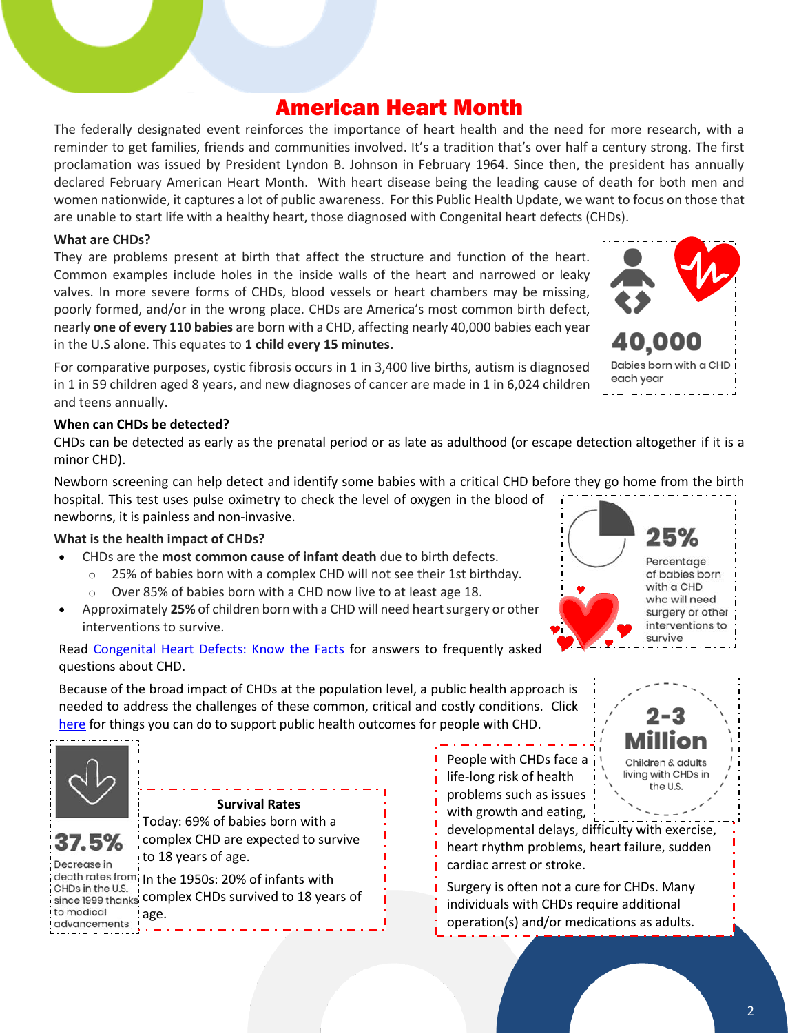# American Heart Month

The federally designated event reinforces the importance of heart health and the need for more research, with a reminder to get families, friends and communities involved. It's a tradition that's over half a century strong. The first proclamation was issued by President Lyndon B. Johnson in February 1964. Since then, the president has annually declared February American Heart Month. With heart disease being the leading cause of death for both men and women nationwide, it captures a lot of public awareness. For this Public Health Update, we want to focus on those that are unable to start life with a healthy heart, those diagnosed with Congenital heart defects (CHDs).

**What are CHDs?**

They are problems present at birth that affect the structure and function of the heart. Common examples include holes in the inside walls of the heart and narrowed or leaky valves. In more severe forms of CHDs, blood vessels or heart chambers may be missing, poorly formed, and/or in the wrong place. CHDs are America's most common birth defect, nearly **one of every 110 babies** are born with a CHD, affecting nearly 40,000 babies each year in the U.S alone. This equates to **1 child every 15 minutes.**

**40,000**
Babies born with a CHD each year

For comparative purposes, cystic fibrosis occurs in 1 in 3,400 live births, autism is diagnosed in 1 in 59 children aged 8 years, and new diagnoses of cancer are made in 1 in 6,024 children and teens annually.

**When can CHDs be detected?**

CHDs can be detected as early as the prenatal period or as late as adulthood (or escape detection altogether if it is a minor CHD).

Newborn screening can help detect and identify some babies with a critical CHD before they go home from the birth hospital. This test uses pulse oximetry to check the level of oxygen in the blood of newborns, it is painless and non-invasive.

**What is the health impact of CHDs?**

- CHDs are the **most common cause of infant death** due to birth defects.
  - 25% of babies born with a complex CHD will not see their 1st birthday.
  - Over 85% of babies born with a CHD now live to at least age 18.
- Approximately **25%** of children born with a CHD will need heart surgery or other interventions to survive.

**25%**
Percentage of babies born with a CHD who will need surgery or other interventions to survive

Read Congenital Heart Defects: Know the Facts for answers to frequently asked questions about CHD.

Because of the broad impact of CHDs at the population level, a public health approach is needed to address the challenges of these common, critical and costly conditions. Click here for things you can do to support public health outcomes for people with CHD.

**2-3 Million**
Children & adults living with CHDs in the U.S.

**37.5%**
Decrease in death rates from CHDs in the U.S. since 1999 thanks to medical advancements

**Survival Rates**

Today: 69% of babies born with a complex CHD are expected to survive to 18 years of age.

In the 1950s: 20% of infants with complex CHDs survived to 18 years of age.

People with CHDs face a life-long risk of health problems such as issues with growth and eating, developmental delays, difficulty with exercise, heart rhythm problems, heart failure, sudden cardiac arrest or stroke.

Surgery is often not a cure for CHDs. Many individuals with CHDs require additional operation(s) and/or medications as adults.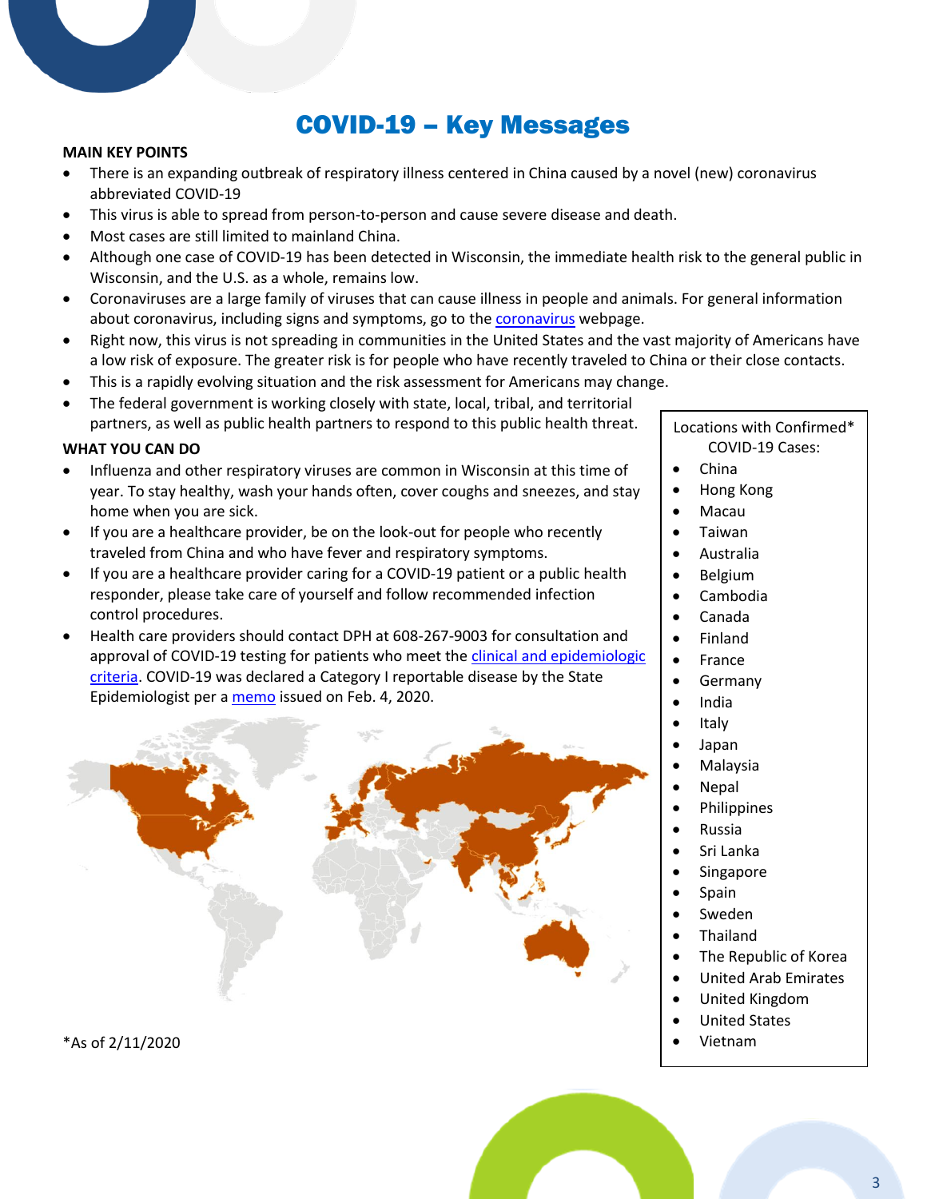# COVID-19 – Key Messages

**MAIN KEY POINTS**

- There is an expanding outbreak of respiratory illness centered in China caused by a novel (new) coronavirus abbreviated COVID-19
- This virus is able to spread from person-to-person and cause severe disease and death.
- Most cases are still limited to mainland China.
- Although one case of COVID-19 has been detected in Wisconsin, the immediate health risk to the general public in Wisconsin, and the U.S. as a whole, remains low.
- Coronaviruses are a large family of viruses that can cause illness in people and animals. For general information about coronavirus, including signs and symptoms, go to the coronavirus webpage.
- Right now, this virus is not spreading in communities in the United States and the vast majority of Americans have a low risk of exposure. The greater risk is for people who have recently traveled to China or their close contacts.
- This is a rapidly evolving situation and the risk assessment for Americans may change.
- The federal government is working closely with state, local, tribal, and territorial partners, as well as public health partners to respond to this public health threat.

**WHAT YOU CAN DO**

- Influenza and other respiratory viruses are common in Wisconsin at this time of year. To stay healthy, wash your hands often, cover coughs and sneezes, and stay home when you are sick.
- If you are a healthcare provider, be on the look-out for people who recently traveled from China and who have fever and respiratory symptoms.
- If you are a healthcare provider caring for a COVID-19 patient or a public health responder, please take care of yourself and follow recommended infection control procedures.
- Health care providers should contact DPH at 608-267-9003 for consultation and approval of COVID-19 testing for patients who meet the clinical and epidemiologic criteria. COVID-19 was declared a Category I reportable disease by the State Epidemiologist per a memo issued on Feb. 4, 2020.

Locations with Confirmed* COVID-19 Cases:

- China
- Hong Kong
- Macau
- Taiwan
- Australia
- Belgium
- Cambodia
- Canada
- Finland
- France
- Germany
- India
- Italy
- Japan
- Malaysia
- Nepal
- Philippines
- Russia
- Sri Lanka
- Singapore
- Spain
- Sweden
- Thailand
- The Republic of Korea
- United Arab Emirates
- United Kingdom
- United States
- Vietnam

*As of 2/11/2020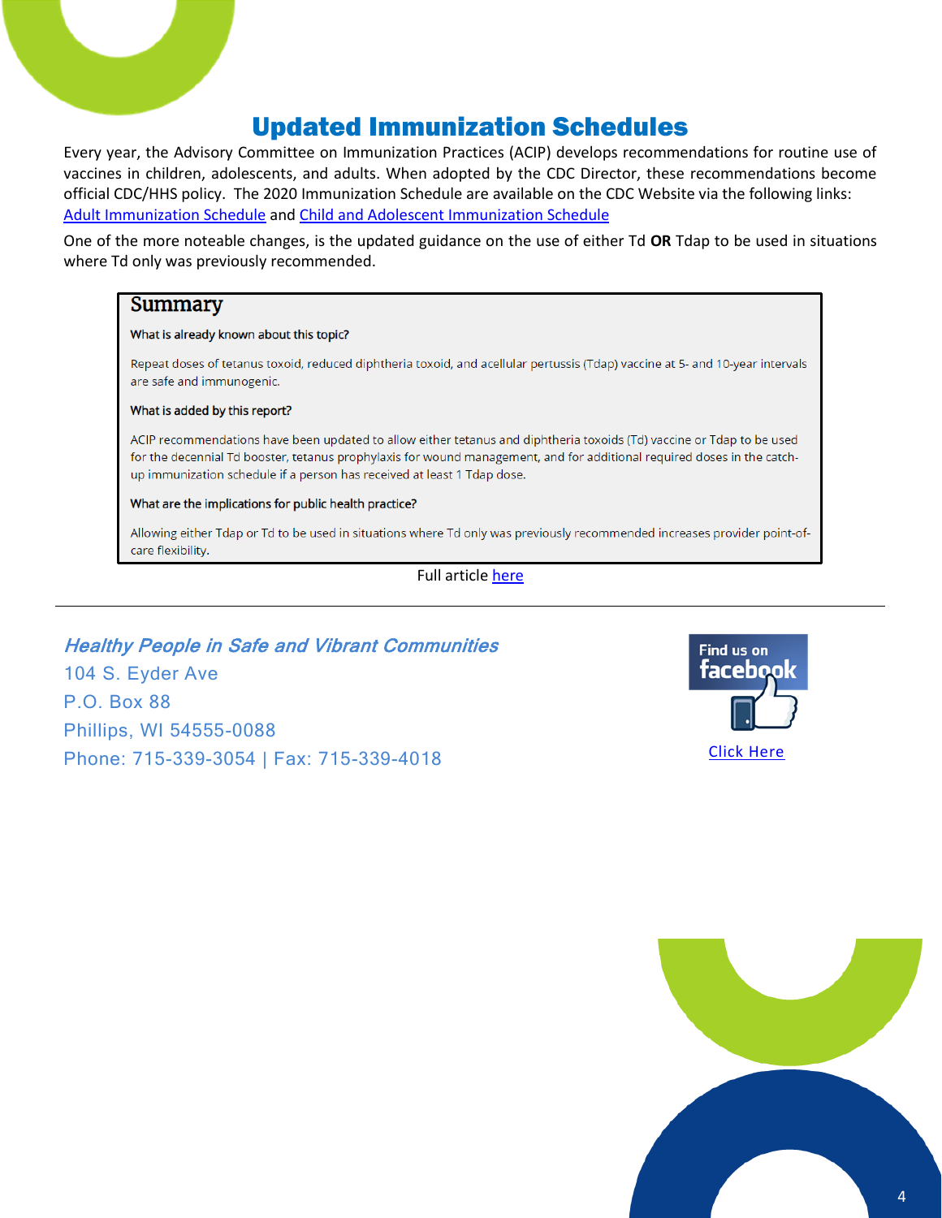# Updated Immunization Schedules

Every year, the Advisory Committee on Immunization Practices (ACIP) develops recommendations for routine use of vaccines in children, adolescents, and adults. When adopted by the CDC Director, these recommendations become official CDC/HHS policy. The 2020 Immunization Schedule are available on the CDC Website via the following links: Adult Immunization Schedule and Child and Adolescent Immunization Schedule

One of the more noteable changes, is the updated guidance on the use of either Td **OR** Tdap to be used in situations where Td only was previously recommended.

## Summary

**What is already known about this topic?**

Repeat doses of tetanus toxoid, reduced diphtheria toxoid, and acellular pertussis (Tdap) vaccine at 5- and 10-year intervals are safe and immunogenic.

**What is added by this report?**

ACIP recommendations have been updated to allow either tetanus and diphtheria toxoids (Td) vaccine or Tdap to be used for the decennial Td booster, tetanus prophylaxis for wound management, and for additional required doses in the catch-up immunization schedule if a person has received at least 1 Tdap dose.

**What are the implications for public health practice?**

Allowing either Tdap or Td to be used in situations where Td only was previously recommended increases provider point-of-care flexibility.

Full article here

---

*Healthy People in Safe and Vibrant Communities*

104 S. Eyder Ave

P.O. Box 88

Phillips, WI 54555-0088

Phone: 715-339-3054 | Fax: 715-339-4018

Find us on facebook

Click Here